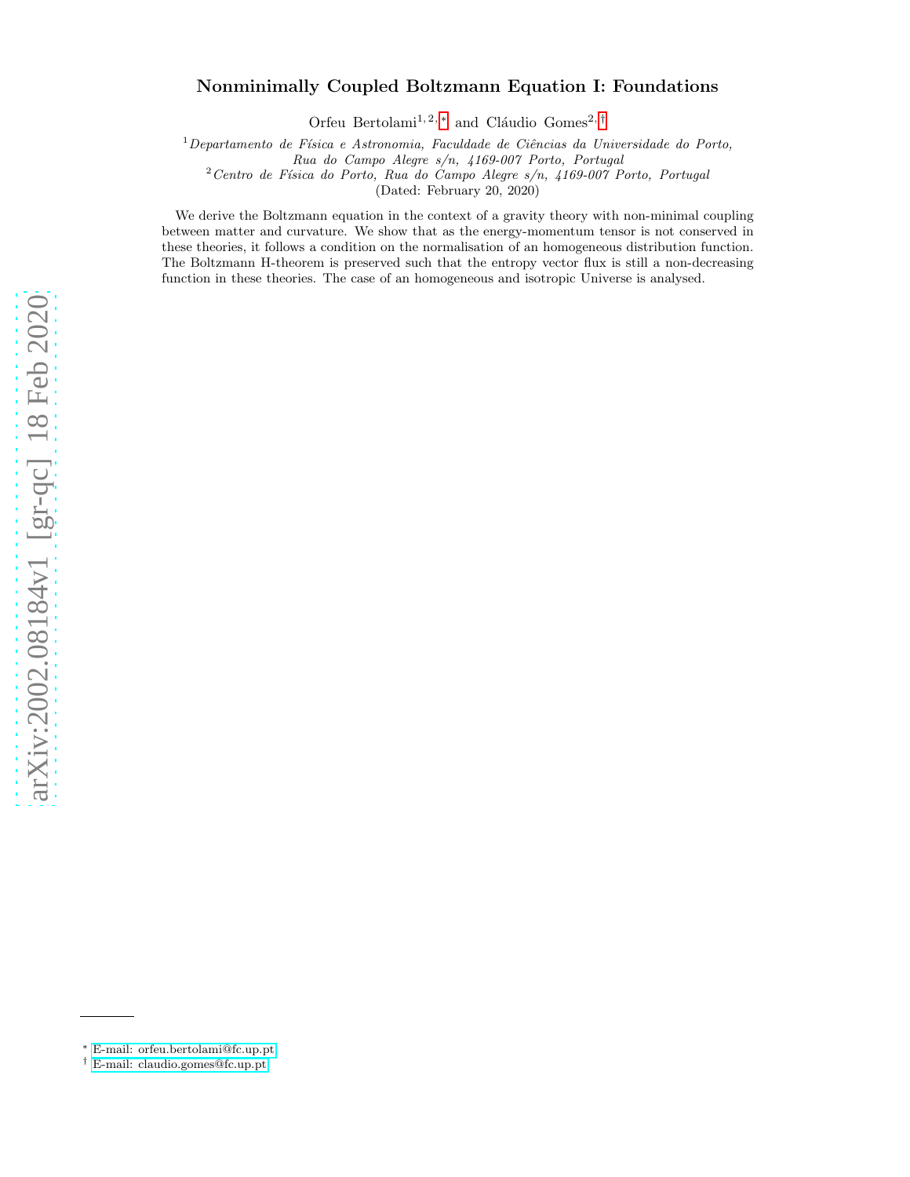# Nonminimally Coupled Boltzmann Equation I: Foundations

Orfeu Bertolami[1,2,*] and Cláudio Gomes[2,†]

[1] *Departamento de Física e Astronomia, Faculdade de Ciências da Universidade do Porto, Rua do Campo Alegre s/n, 4169-007 Porto, Portugal*

[2] *Centro de Física do Porto, Rua do Campo Alegre s/n, 4169-007 Porto, Portugal*

(Dated: February 20, 2020)

We derive the Boltzmann equation in the context of a gravity theory with non-minimal coupling between matter and curvature. We show that as the energy-momentum tensor is not conserved in these theories, it follows a condition on the normalisation of an homogeneous distribution function. The Boltzmann H-theorem is preserved such that the entropy vector flux is still a non-decreasing function in these theories. The case of an homogeneous and isotropic Universe is analysed.

---

[*] E-mail: orfeu.bertolami@fc.up.pt

[†] E-mail: claudio.gomes@fc.up.pt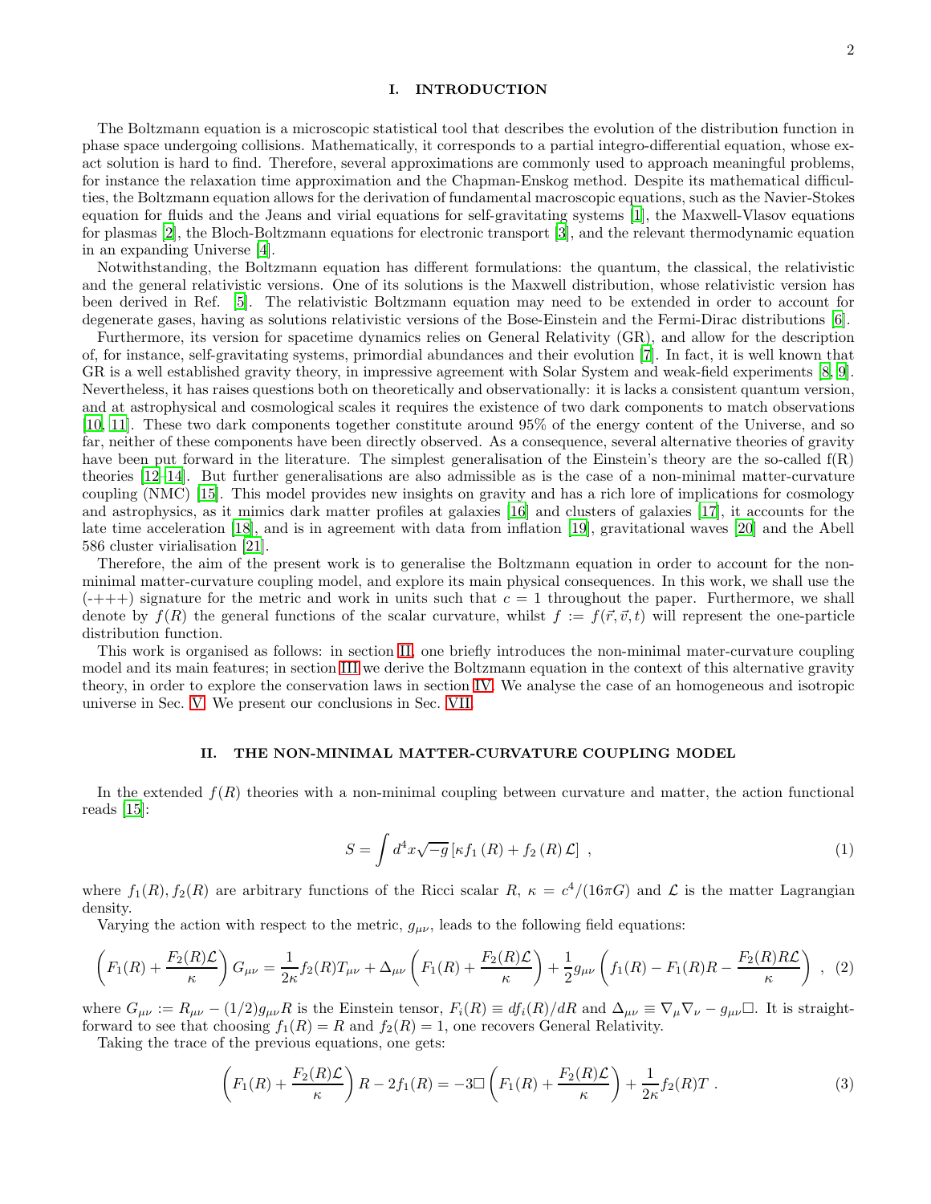## I. INTRODUCTION

The Boltzmann equation is a microscopic statistical tool that describes the evolution of the distribution function in phase space undergoing collisions. Mathematically, it corresponds to a partial integro-differential equation, whose exact solution is hard to find. Therefore, several approximations are commonly used to approach meaningful problems, for instance the relaxation time approximation and the Chapman-Enskog method. Despite its mathematical difficulties, the Boltzmann equation allows for the derivation of fundamental macroscopic equations, such as the Navier-Stokes equation for fluids and the Jeans and virial equations for self-gravitating systems [1], the Maxwell-Vlasov equations for plasmas [2], the Bloch-Boltzmann equations for electronic transport [3], and the relevant thermodynamic equation in an expanding Universe [4].

Notwithstanding, the Boltzmann equation has different formulations: the quantum, the classical, the relativistic and the general relativistic versions. One of its solutions is the Maxwell distribution, whose relativistic version has been derived in Ref. [5]. The relativistic Boltzmann equation may need to be extended in order to account for degenerate gases, having as solutions relativistic versions of the Bose-Einstein and the Fermi-Dirac distributions [6].

Furthermore, its version for spacetime dynamics relies on General Relativity (GR), and allow for the description of, for instance, self-gravitating systems, primordial abundances and their evolution [7]. In fact, it is well known that GR is a well established gravity theory, in impressive agreement with Solar System and weak-field experiments [8, 9]. Nevertheless, it has raises questions both on theoretically and observationally: it is lacks a consistent quantum version, and at astrophysical and cosmological scales it requires the existence of two dark components to match observations [10, 11]. These two dark components together constitute around 95% of the energy content of the Universe, and so far, neither of these components have been directly observed. As a consequence, several alternative theories of gravity have been put forward in the literature. The simplest generalisation of the Einstein's theory are the so-called f(R) theories [12–14]. But further generalisations are also admissible as is the case of a non-minimal matter-curvature coupling (NMC) [15]. This model provides new insights on gravity and has a rich lore of implications for cosmology and astrophysics, as it mimics dark matter profiles at galaxies [16] and clusters of galaxies [17], it accounts for the late time acceleration [18], and is in agreement with data from inflation [19], gravitational waves [20] and the Abell 586 cluster virialisation [21].

Therefore, the aim of the present work is to generalise the Boltzmann equation in order to account for the non-minimal matter-curvature coupling model, and explore its main physical consequences. In this work, we shall use the (-+++) signature for the metric and work in units such that $c = 1$ throughout the paper. Furthermore, we shall denote by $f(R)$ the general functions of the scalar curvature, whilst $f := f(\vec{r}, \vec{v}, t)$ will represent the one-particle distribution function.

This work is organised as follows: in section II, one briefly introduces the non-minimal mater-curvature coupling model and its main features; in section III we derive the Boltzmann equation in the context of this alternative gravity theory, in order to explore the conservation laws in section IV. We analyse the case of an homogeneous and isotropic universe in Sec. V. We present our conclusions in Sec. VII.

## II. THE NON-MINIMAL MATTER-CURVATURE COUPLING MODEL

In the extended $f(R)$ theories with a non-minimal coupling between curvature and matter, the action functional reads [15]:

$$S = \int d^4x \sqrt{-g} \left[\kappa f_1(R) + f_2(R) \mathcal{L}\right] , \tag{1}$$

where $f_1(R), f_2(R)$ are arbitrary functions of the Ricci scalar $R$, $\kappa = c^4/(16\pi G)$ and $\mathcal{L}$ is the matter Lagrangian density.

Varying the action with respect to the metric, $g_{\mu\nu}$, leads to the following field equations:

$$\left(F_1(R) + \frac{F_2(R)\mathcal{L}}{\kappa}\right) G_{\mu\nu} = \frac{1}{2\kappa} f_2(R) T_{\mu\nu} + \Delta_{\mu\nu}\left(F_1(R) + \frac{F_2(R)\mathcal{L}}{\kappa}\right) + \frac{1}{2} g_{\mu\nu}\left(f_1(R) - F_1(R)R - \frac{F_2(R)R\mathcal{L}}{\kappa}\right) , \tag{2}$$

where $G_{\mu\nu} := R_{\mu\nu} - (1/2) g_{\mu\nu} R$ is the Einstein tensor, $F_i(R) \equiv df_i(R)/dR$ and $\Delta_{\mu\nu} \equiv \nabla_\mu \nabla_\nu - g_{\mu\nu}\Box$. It is straightforward to see that choosing $f_1(R) = R$ and $f_2(R) = 1$, one recovers General Relativity.

Taking the trace of the previous equations, one gets:

$$\left(F_1(R) + \frac{F_2(R)\mathcal{L}}{\kappa}\right) R - 2f_1(R) = -3\Box\left(F_1(R) + \frac{F_2(R)\mathcal{L}}{\kappa}\right) + \frac{1}{2\kappa} f_2(R) T . \tag{3}$$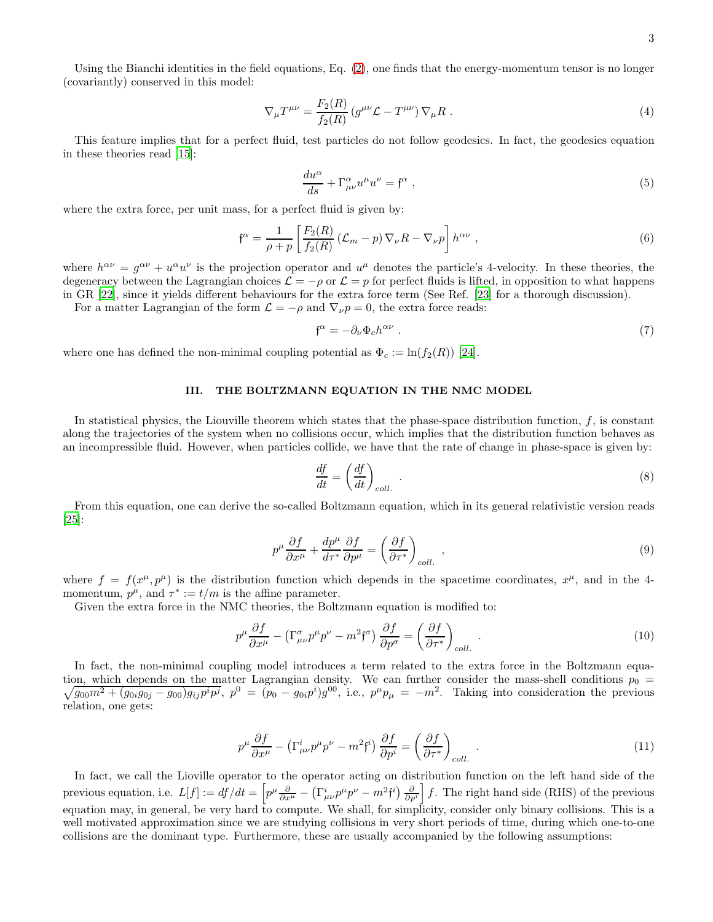Using the Bianchi identities in the field equations, Eq. (2), one finds that the energy-momentum tensor is no longer (covariantly) conserved in this model:

$$\nabla_\mu T^{\mu\nu} = \frac{F_2(R)}{f_2(R)} \left( g^{\mu\nu} \mathcal{L} - T^{\mu\nu} \right) \nabla_\mu R \ . \tag{4}$$

This feature implies that for a perfect fluid, test particles do not follow geodesics. In fact, the geodesics equation in these theories read [15]:

$$\frac{du^\alpha}{ds} + \Gamma^\alpha_{\mu\nu} u^\mu u^\nu = \mathfrak{f}^\alpha \ , \tag{5}$$

where the extra force, per unit mass, for a perfect fluid is given by:

$$\mathfrak{f}^\alpha = \frac{1}{\rho + p} \left[ \frac{F_2(R)}{f_2(R)} \left( \mathcal{L}_m - p \right) \nabla_\nu R - \nabla_\nu p \right] h^{\alpha\nu} \ , \tag{6}$$

where $h^{\alpha\nu} = g^{\alpha\nu} + u^\alpha u^\nu$ is the projection operator and $u^\mu$ denotes the particle's 4-velocity. In these theories, the degeneracy between the Lagrangian choices $\mathcal{L} = -\rho$ or $\mathcal{L} = p$ for perfect fluids is lifted, in opposition to what happens in GR [22], since it yields different behaviours for the extra force term (See Ref. [23] for a thorough discussion).

For a matter Lagrangian of the form $\mathcal{L} = -\rho$ and $\nabla_\nu p = 0$, the extra force reads:

$$\mathfrak{f}^\alpha = -\partial_\nu \Phi_c h^{\alpha\nu} \ . \tag{7}$$

where one has defined the non-minimal coupling potential as $\Phi_c := \ln(f_2(R))$ [24].

## III. THE BOLTZMANN EQUATION IN THE NMC MODEL

In statistical physics, the Liouville theorem which states that the phase-space distribution function, $f$, is constant along the trajectories of the system when no collisions occur, which implies that the distribution function behaves as an incompressible fluid. However, when particles collide, we have that the rate of change in phase-space is given by:

$$\frac{df}{dt} = \left( \frac{df}{dt} \right)_{coll.} \ . \tag{8}$$

From this equation, one can derive the so-called Boltzmann equation, which in its general relativistic version reads [25]:

$$p^\mu \frac{\partial f}{\partial x^\mu} + \frac{dp^\mu}{d\tau^*} \frac{\partial f}{\partial p^\mu} = \left( \frac{\partial f}{\partial \tau^*} \right)_{coll.} \ , \tag{9}$$

where $f = f(x^\mu, p^\mu)$ is the distribution function which depends in the spacetime coordinates, $x^\mu$, and in the 4-momentum, $p^\mu$, and $\tau^* := t/m$ is the affine parameter.

Given the extra force in the NMC theories, the Boltzmann equation is modified to:

$$p^\mu \frac{\partial f}{\partial x^\mu} - \left( \Gamma^\sigma_{\mu\nu} p^\mu p^\nu - m^2 \mathfrak{f}^\sigma \right) \frac{\partial f}{\partial p^\sigma} = \left( \frac{\partial f}{\partial \tau^*} \right)_{coll.} \ . \tag{10}$$

In fact, the non-minimal coupling model introduces a term related to the extra force in the Boltzmann equation, which depends on the matter Lagrangian density. We can further consider the mass-shell conditions $p_0 = \sqrt{g_{00} m^2 + (g_{0i} g_{0j} - g_{00}) g_{ij} p^i p^j}$, $p^0 = (p_0 - g_{0i} p^i) g^{00}$, i.e., $p^\mu p_\mu = -m^2$. Taking into consideration the previous relation, one gets:

$$p^\mu \frac{\partial f}{\partial x^\mu} - \left( \Gamma^i_{\mu\nu} p^\mu p^\nu - m^2 \mathfrak{f}^i \right) \frac{\partial f}{\partial p^i} = \left( \frac{\partial f}{\partial \tau^*} \right)_{coll.} \ . \tag{11}$$

In fact, we call the Lioville operator to the operator acting on distribution function on the left hand side of the previous equation, i.e. $L[f] := df/dt = \left[ p^\mu \frac{\partial}{\partial x^\mu} - \left( \Gamma^i_{\mu\nu} p^\mu p^\nu - m^2 \mathfrak{f}^i \right) \frac{\partial}{\partial p^i} \right] f$. The right hand side (RHS) of the previous equation may, in general, be very hard to compute. We shall, for simplicity, consider only binary collisions. This is a well motivated approximation since we are studying collisions in very short periods of time, during which one-to-one collisions are the dominant type. Furthermore, these are usually accompanied by the following assumptions: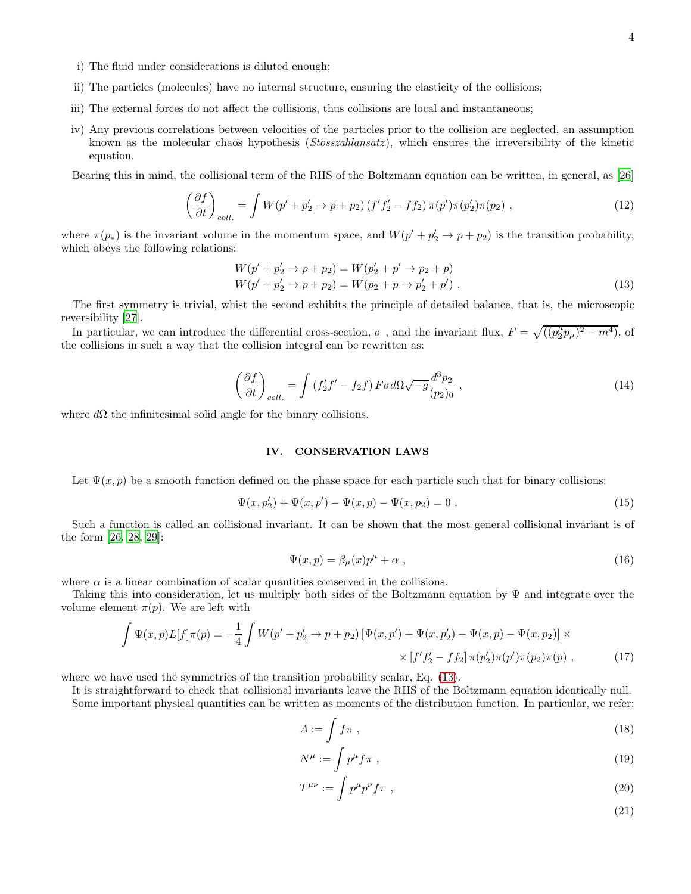i) The fluid under considerations is diluted enough;

ii) The particles (molecules) have no internal structure, ensuring the elasticity of the collisions;

iii) The external forces do not affect the collisions, thus collisions are local and instantaneous;

iv) Any previous correlations between velocities of the particles prior to the collision are neglected, an assumption known as the molecular chaos hypothesis (*Stosszahlansatz*), which ensures the irreversibility of the kinetic equation.

Bearing this in mind, the collisional term of the RHS of the Boltzmann equation can be written, in general, as [26]

$$\left(\frac{\partial f}{\partial t}\right)_{coll.} = \int W(p' + p_2' \to p + p_2)\left(f' f_2' - f f_2\right)\pi(p')\pi(p_2')\pi(p_2)\ , \tag{12}$$

where $\pi(p_*)$ is the invariant volume in the momentum space, and $W(p' + p_2' \to p + p_2)$ is the transition probability, which obeys the following relations:

$$\begin{aligned} W(p' + p_2' \to p + p_2) &= W(p_2' + p' \to p_2 + p) \\ W(p' + p_2' \to p + p_2) &= W(p_2 + p \to p_2' + p')\ . \end{aligned} \tag{13}$$

The first symmetry is trivial, whist the second exhibits the principle of detailed balance, that is, the microscopic reversibility [27].

In particular, we can introduce the differential cross-section, $\sigma$ , and the invariant flux, $F = \sqrt{((p_2^\mu p_\mu)^2 - m^4)}$, of the collisions in such a way that the collision integral can be rewritten as:

$$\left(\frac{\partial f}{\partial t}\right)_{coll.} = \int \left(f_2' f' - f_2 f\right) F \sigma d\Omega \sqrt{-g}\frac{d^3 p_2}{(p_2)_0}\ , \tag{14}$$

where $d\Omega$ the infinitesimal solid angle for the binary collisions.

## IV. CONSERVATION LAWS

Let $\Psi(x,p)$ be a smooth function defined on the phase space for each particle such that for binary collisions:

$$\Psi(x,p_2') + \Psi(x,p') - \Psi(x,p) - \Psi(x,p_2) = 0\ . \tag{15}$$

Such a function is called an collisional invariant. It can be shown that the most general collisional invariant is of the form [26, 28, 29]:

$$\Psi(x,p) = \beta_\mu(x)p^\mu + \alpha\ , \tag{16}$$

where $\alpha$ is a linear combination of scalar quantities conserved in the collisions.

Taking this into consideration, let us multiply both sides of the Boltzmann equation by $\Psi$ and integrate over the volume element $\pi(p)$. We are left with

$$\begin{aligned} \int \Psi(x,p)L[f]\pi(p) = -\frac{1}{4}\int W(p' + p_2' \to p + p_2)\left[\Psi(x,p') + \Psi(x,p_2') - \Psi(x,p) - \Psi(x,p_2)\right] \times \\ \times \left[f' f_2' - f f_2\right]\pi(p_2')\pi(p')\pi(p_2)\pi(p)\ , \end{aligned} \tag{17}$$

where we have used the symmetries of the transition probability scalar, Eq. (13).

It is straightforward to check that collisional invariants leave the RHS of the Boltzmann equation identically null.

Some important physical quantities can be written as moments of the distribution function. In particular, we refer:

$$A := \int f\pi\ , \tag{18}$$

$$N^\mu := \int p^\mu f\pi\ , \tag{19}$$

$$T^{\mu\nu} := \int p^\mu p^\nu f\pi\ , \tag{20}$$

$$\tag{21}$$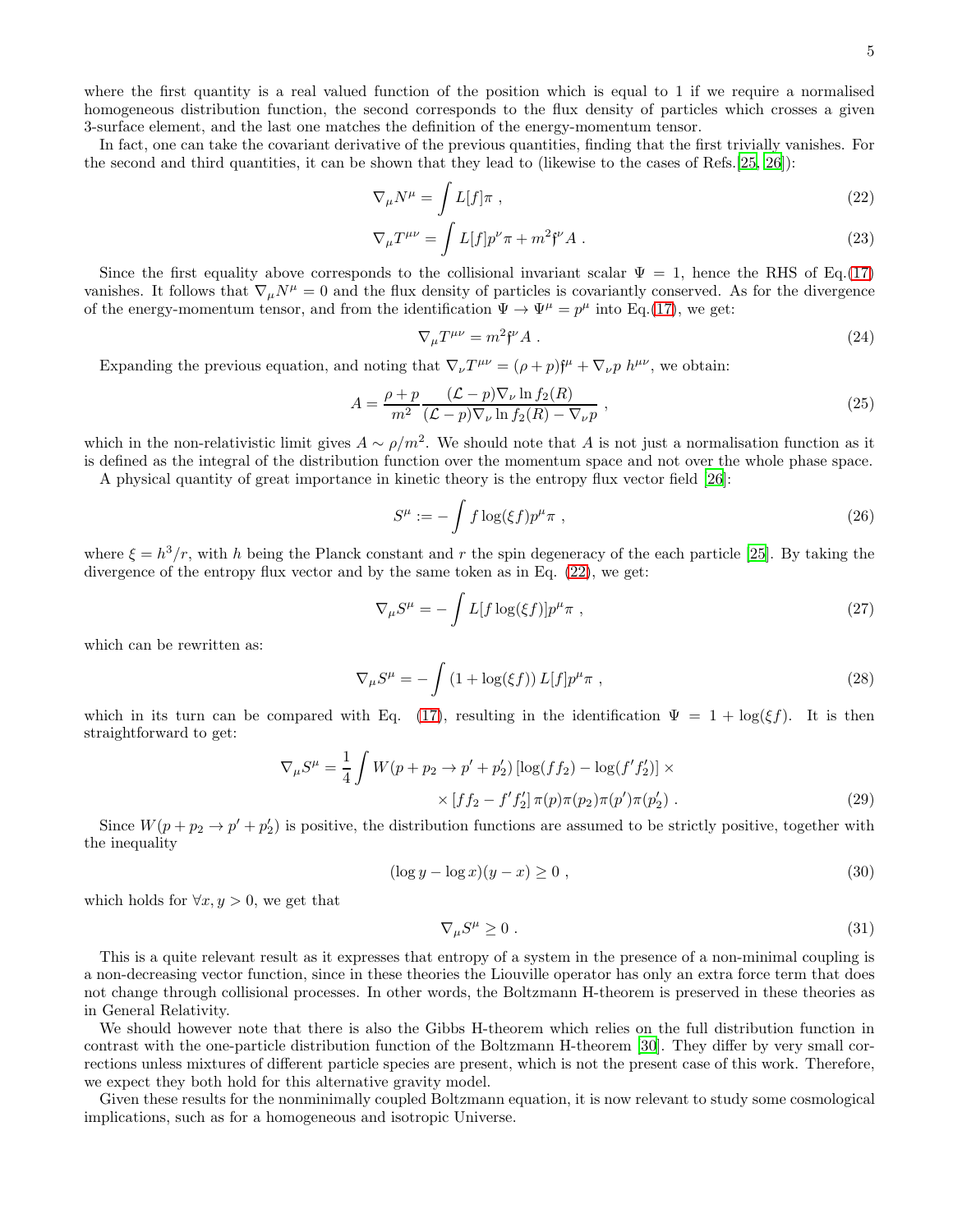where the first quantity is a real valued function of the position which is equal to 1 if we require a normalised homogeneous distribution function, the second corresponds to the flux density of particles which crosses a given 3-surface element, and the last one matches the definition of the energy-momentum tensor.

In fact, one can take the covariant derivative of the previous quantities, finding that the first trivially vanishes. For the second and third quantities, it can be shown that they lead to (likewise to the cases of Refs.[25, 26]):

$$\nabla_\mu N^\mu = \int L[f]\pi \ , \tag{22}$$

$$\nabla_\mu T^{\mu\nu} = \int L[f]p^\nu \pi + m^2 \mathfrak{f}^\nu A \ . \tag{23}$$

Since the first equality above corresponds to the collisional invariant scalar $\Psi = 1$, hence the RHS of Eq.(17) vanishes. It follows that $\nabla_\mu N^\mu = 0$ and the flux density of particles is covariantly conserved. As for the divergence of the energy-momentum tensor, and from the identification $\Psi \to \Psi^\mu = p^\mu$ into Eq.(17), we get:

$$\nabla_\mu T^{\mu\nu} = m^2 \mathfrak{f}^\nu A \ . \tag{24}$$

Expanding the previous equation, and noting that $\nabla_\nu T^{\mu\nu} = (\rho + p)\mathfrak{f}^\mu + \nabla_\nu p \ h^{\mu\nu}$, we obtain:

$$A = \frac{\rho + p}{m^2} \frac{(\mathcal{L} - p)\nabla_\nu \ln f_2(R)}{(\mathcal{L} - p)\nabla_\nu \ln f_2(R) - \nabla_\nu p} \ , \tag{25}$$

which in the non-relativistic limit gives $A \sim \rho/m^2$. We should note that $A$ is not just a normalisation function as it is defined as the integral of the distribution function over the momentum space and not over the whole phase space.

A physical quantity of great importance in kinetic theory is the entropy flux vector field [26]:

$$S^\mu := -\int f \log(\xi f) p^\mu \pi \ , \tag{26}$$

where $\xi = h^3/r$, with $h$ being the Planck constant and $r$ the spin degeneracy of the each particle [25]. By taking the divergence of the entropy flux vector and by the same token as in Eq. (22), we get:

$$\nabla_\mu S^\mu = -\int L[f \log(\xi f)] p^\mu \pi \ , \tag{27}$$

which can be rewritten as:

$$\nabla_\mu S^\mu = -\int \left(1 + \log(\xi f)\right) L[f] p^\mu \pi \ , \tag{28}$$

which in its turn can be compared with Eq. (17), resulting in the identification $\Psi = 1 + \log(\xi f)$. It is then straightforward to get:

$$\nabla_\mu S^\mu = \frac{1}{4} \int W(p + p_2 \to p' + p_2') \left[\log(f f_2) - \log(f' f_2')\right] \times \\ \times \left[f f_2 - f' f_2'\right] \pi(p)\pi(p_2)\pi(p')\pi(p_2') \ . \tag{29}$$

Since $W(p + p_2 \to p' + p_2')$ is positive, the distribution functions are assumed to be strictly positive, together with the inequality

$$(\log y - \log x)(y - x) \geq 0 \ , \tag{30}$$

which holds for $\forall x, y > 0$, we get that

$$\nabla_\mu S^\mu \geq 0 \ . \tag{31}$$

This is a quite relevant result as it expresses that entropy of a system in the presence of a non-minimal coupling is a non-decreasing vector function, since in these theories the Liouville operator has only an extra force term that does not change through collisional processes. In other words, the Boltzmann H-theorem is preserved in these theories as in General Relativity.

We should however note that there is also the Gibbs H-theorem which relies on the full distribution function in contrast with the one-particle distribution function of the Boltzmann H-theorem [30]. They differ by very small corrections unless mixtures of different particle species are present, which is not the present case of this work. Therefore, we expect they both hold for this alternative gravity model.

Given these results for the nonminimally coupled Boltzmann equation, it is now relevant to study some cosmological implications, such as for a homogeneous and isotropic Universe.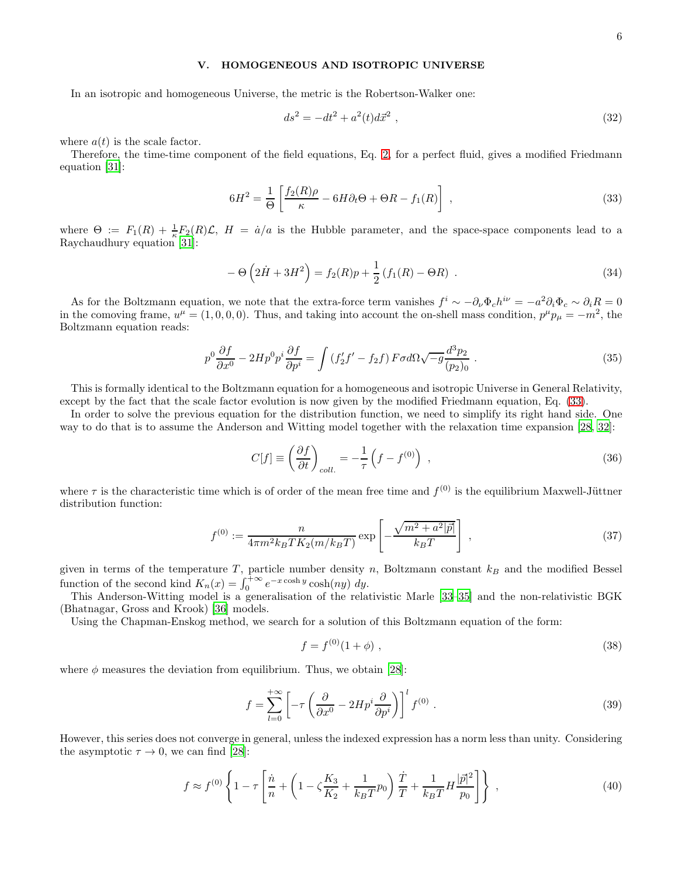## V. HOMOGENEOUS AND ISOTROPIC UNIVERSE

In an isotropic and homogeneous Universe, the metric is the Robertson-Walker one:

$$ds^2 = -dt^2 + a^2(t)d\vec{x}^2 \ , \tag{32}$$

where $a(t)$ is the scale factor.

Therefore, the time-time component of the field equations, Eq. 2, for a perfect fluid, gives a modified Friedmann equation [31]:

$$6H^2 = \frac{1}{\Theta}\left[\frac{f_2(R)\rho}{\kappa} - 6H\partial_t\Theta + \Theta R - f_1(R)\right] \ , \tag{33}$$

where $\Theta := F_1(R) + \frac{1}{\kappa}F_2(R)\mathcal{L}$, $H = \dot{a}/a$ is the Hubble parameter, and the space-space components lead to a Raychaudhury equation [31]:

$$-\Theta\left(2\dot{H} + 3H^2\right) = f_2(R)p + \frac{1}{2}\left(f_1(R) - \Theta R\right) \ . \tag{34}$$

As for the Boltzmann equation, we note that the extra-force term vanishes $f^i \sim -\partial_\nu \Phi_c h^{i\nu} = -a^2\partial_i\Phi_c \sim \partial_i R = 0$ in the comoving frame, $u^\mu = (1,0,0,0)$. Thus, and taking into account the on-shell mass condition, $p^\mu p_\mu = -m^2$, the Boltzmann equation reads:

$$p^0\frac{\partial f}{\partial x^0} - 2Hp^0p^i\frac{\partial f}{\partial p^i} = \int\left(f_2'f' - f_2 f\right)F\sigma d\Omega\sqrt{-g}\frac{d^3p_2}{(p_2)_0} \ . \tag{35}$$

This is formally identical to the Boltzmann equation for a homogeneous and isotropic Universe in General Relativity, except by the fact that the scale factor evolution is now given by the modified Friedmann equation, Eq. (33).

In order to solve the previous equation for the distribution function, we need to simplify its right hand side. One way to do that is to assume the Anderson and Witting model together with the relaxation time expansion [28, 32]:

$$C[f] \equiv \left(\frac{\partial f}{\partial t}\right)_{coll.} = -\frac{1}{\tau}\left(f - f^{(0)}\right) \ , \tag{36}$$

where $\tau$ is the characteristic time which is of order of the mean free time and $f^{(0)}$ is the equilibrium Maxwell-Jüttner distribution function:

$$f^{(0)} := \frac{n}{4\pi m^2 k_B T K_2(m/k_B T)}\exp\left[-\frac{\sqrt{m^2 + a^2|\vec{p}|}}{k_B T}\right] \ , \tag{37}$$

given in terms of the temperature $T$, particle number density $n$, Boltzmann constant $k_B$ and the modified Bessel function of the second kind $K_n(x) = \int_0^{+\infty} e^{-x\cosh y}\cosh(ny)\ dy$.

This Anderson-Witting model is a generalisation of the relativistic Marle [33–35] and the non-relativistic BGK (Bhatnagar, Gross and Krook) [36] models.

Using the Chapman-Enskog method, we search for a solution of this Boltzmann equation of the form:

$$f = f^{(0)}(1 + \phi) \ , \tag{38}$$

where $\phi$ measures the deviation from equilibrium. Thus, we obtain [28]:

$$f = \sum_{l=0}^{+\infty}\left[-\tau\left(\frac{\partial}{\partial x^0} - 2Hp^i\frac{\partial}{\partial p^i}\right)\right]^l f^{(0)} \ . \tag{39}$$

However, this series does not converge in general, unless the indexed expression has a norm less than unity. Considering the asymptotic $\tau \to 0$, we can find [28]:

$$f \approx f^{(0)}\left\{1 - \tau\left[\frac{\dot{n}}{n} + \left(1 - \zeta\frac{K_3}{K_2} + \frac{1}{k_B T}p_0\right)\frac{\dot{T}}{T} + \frac{1}{k_B T}H\frac{|\vec{p}|^2}{p_0}\right]\right\} \ , \tag{40}$$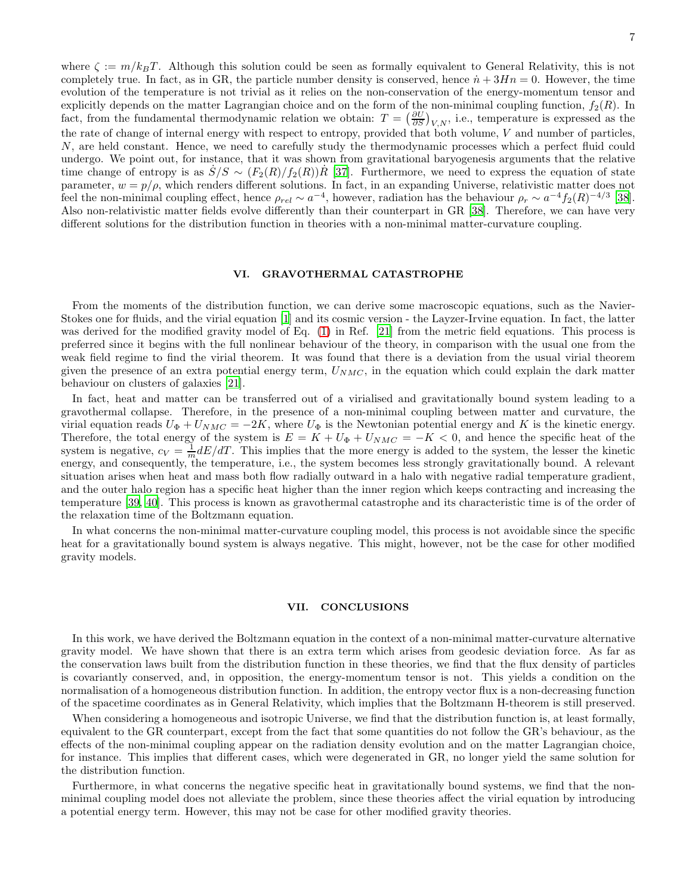where $\zeta := m/k_BT$. Although this solution could be seen as formally equivalent to General Relativity, this is not completely true. In fact, as in GR, the particle number density is conserved, hence $\dot{n} + 3Hn = 0$. However, the time evolution of the temperature is not trivial as it relies on the non-conservation of the energy-momentum tensor and explicitly depends on the matter Lagrangian choice and on the form of the non-minimal coupling function, $f_2(R)$. In fact, from the fundamental thermodynamic relation we obtain: $T = \left(\frac{\partial U}{\partial S}\right)_{V,N}$, i.e., temperature is expressed as the the rate of change of internal energy with respect to entropy, provided that both volume, $V$ and number of particles, $N$, are held constant. Hence, we need to carefully study the thermodynamic processes which a perfect fluid could undergo. We point out, for instance, that it was shown from gravitational baryogenesis arguments that the relative time change of entropy is as $\dot{S}/S \sim (F_2(R)/f_2(R))\dot{R}$ [37]. Furthermore, we need to express the equation of state parameter, $w = p/\rho$, which renders different solutions. In fact, in an expanding Universe, relativistic matter does not feel the non-minimal coupling effect, hence $\rho_{rel} \sim a^{-4}$, however, radiation has the behaviour $\rho_r \sim a^{-4} f_2(R)^{-4/3}$ [38]. Also non-relativistic matter fields evolve differently than their counterpart in GR [38]. Therefore, we can have very different solutions for the distribution function in theories with a non-minimal matter-curvature coupling.

## VI. GRAVOTHERMAL CATASTROPHE

From the moments of the distribution function, we can derive some macroscopic equations, such as the Navier-Stokes one for fluids, and the virial equation [1] and its cosmic version - the Layzer-Irvine equation. In fact, the latter was derived for the modified gravity model of Eq. (1) in Ref. [21] from the metric field equations. This process is preferred since it begins with the full nonlinear behaviour of the theory, in comparison with the usual one from the weak field regime to find the virial theorem. It was found that there is a deviation from the usual virial theorem given the presence of an extra potential energy term, $U_{NMC}$, in the equation which could explain the dark matter behaviour on clusters of galaxies [21].

In fact, heat and matter can be transferred out of a virialised and gravitationally bound system leading to a gravothermal collapse. Therefore, in the presence of a non-minimal coupling between matter and curvature, the virial equation reads $U_\Phi + U_{NMC} = -2K$, where $U_\Phi$ is the Newtonian potential energy and $K$ is the kinetic energy. Therefore, the total energy of the system is $E = K + U_\Phi + U_{NMC} = -K < 0$, and hence the specific heat of the system is negative, $c_V = \frac{1}{m} dE/dT$. This implies that the more energy is added to the system, the lesser the kinetic energy, and consequently, the temperature, i.e., the system becomes less strongly gravitationally bound. A relevant situation arises when heat and mass both flow radially outward in a halo with negative radial temperature gradient, and the outer halo region has a specific heat higher than the inner region which keeps contracting and increasing the temperature [39, 40]. This process is known as gravothermal catastrophe and its characteristic time is of the order of the relaxation time of the Boltzmann equation.

In what concerns the non-minimal matter-curvature coupling model, this process is not avoidable since the specific heat for a gravitationally bound system is always negative. This might, however, not be the case for other modified gravity models.

## VII. CONCLUSIONS

In this work, we have derived the Boltzmann equation in the context of a non-minimal matter-curvature alternative gravity model. We have shown that there is an extra term which arises from geodesic deviation force. As far as the conservation laws built from the distribution function in these theories, we find that the flux density of particles is covariantly conserved, and, in opposition, the energy-momentum tensor is not. This yields a condition on the normalisation of a homogeneous distribution function. In addition, the entropy vector flux is a non-decreasing function of the spacetime coordinates as in General Relativity, which implies that the Boltzmann H-theorem is still preserved.

When considering a homogeneous and isotropic Universe, we find that the distribution function is, at least formally, equivalent to the GR counterpart, except from the fact that some quantities do not follow the GR's behaviour, as the effects of the non-minimal coupling appear on the radiation density evolution and on the matter Lagrangian choice, for instance. This implies that different cases, which were degenerated in GR, no longer yield the same solution for the distribution function.

Furthermore, in what concerns the negative specific heat in gravitationally bound systems, we find that the non-minimal coupling model does not alleviate the problem, since these theories affect the virial equation by introducing a potential energy term. However, this may not be case for other modified gravity theories.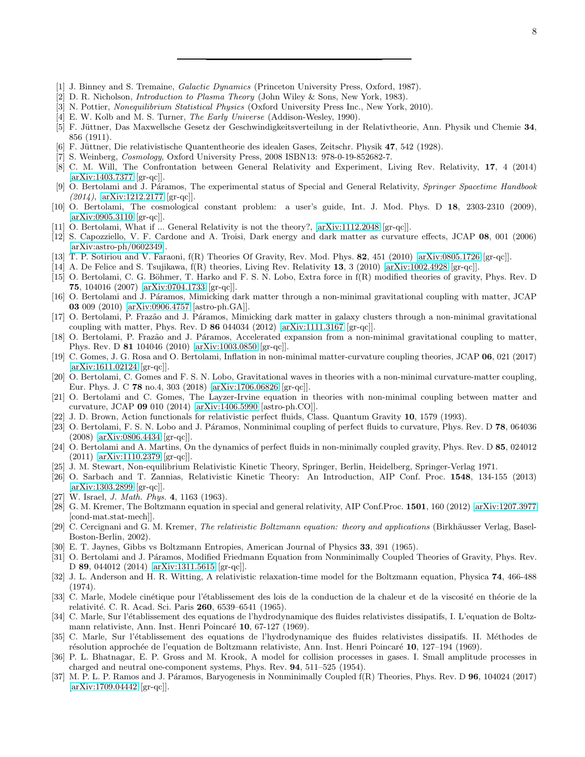- [1] J. Binney and S. Tremaine, *Galactic Dynamics* (Princeton University Press, Oxford, 1987).
- [2] D. R. Nicholson, *Introduction to Plasma Theory* (John Wiley & Sons, New York, 1983).
- [3] N. Pottier, *Nonequilibrium Statistical Physics* (Oxford University Press Inc., New York, 2010).
- [4] E. W. Kolb and M. S. Turner, *The Early Universe* (Addison-Wesley, 1990).
- [5] F. Jüttner, Das Maxwellsche Gesetz der Geschwindigkeitsverteilung in der Relativtheorie, Ann. Physik und Chemie **34**, 856 (1911).
- [6] F. Jüttner, Die relativistische Quantentheorie des idealen Gases, Zeitschr. Physik **47**, 542 (1928).
- [7] S. Weinberg, *Cosmology*, Oxford University Press, 2008 ISBN13: 978-0-19-852682-7.
- [8] C. M. Will, The Confrontation between General Relativity and Experiment, Living Rev. Relativity, **17**, 4 (2014) [arXiv:1403.7377 [gr-qc]].
- [9] O. Bertolami and J. Páramos, The experimental status of Special and General Relativity, *Springer Spacetime Handbook (2014)*, [arXiv:1212.2177 [gr-qc]].
- [10] O. Bertolami, The cosmological constant problem: a user's guide, Int. J. Mod. Phys. D **18**, 2303-2310 (2009), [arXiv:0905.3110 [gr-qc]].
- [11] O. Bertolami, What if ... General Relativity is not the theory?, [arXiv:1112.2048 [gr-qc]].
- [12] S. Capozziello, V. F. Cardone and A. Troisi, Dark energy and dark matter as curvature effects, JCAP **08**, 001 (2006) [arXiv:astro-ph/0602349].
- [13] T. P. Sotiriou and V. Faraoni, f(R) Theories Of Gravity, Rev. Mod. Phys. **82**, 451 (2010) [arXiv:0805.1726 [gr-qc]].
- [14] A. De Felice and S. Tsujikawa, f(R) theories, Living Rev. Relativity **13**, 3 (2010) [arXiv:1002.4928 [gr-qc]].
- [15] O. Bertolami, C. G. Böhmer, T. Harko and F. S. N. Lobo, Extra force in f(R) modified theories of gravity, Phys. Rev. D **75**, 104016 (2007) [arXiv:0704.1733 [gr-qc]].
- [16] O. Bertolami and J. Páramos, Mimicking dark matter through a non-minimal gravitational coupling with matter, JCAP **03** 009 (2010) [arXiv:0906.4757 [astro-ph.GA]].
- [17] O. Bertolami, P. Frazão and J. Páramos, Mimicking dark matter in galaxy clusters through a non-minimal gravitational coupling with matter, Phys. Rev. D **86** 044034 (2012) [arXiv:1111.3167 [gr-qc]].
- [18] O. Bertolami, P. Frazão and J. Páramos, Accelerated expansion from a non-minimal gravitational coupling to matter, Phys. Rev. D **81** 104046 (2010) [arXiv:1003.0850 [gr-qc]].
- [19] C. Gomes, J. G. Rosa and O. Bertolami, Inflation in non-minimal matter-curvature coupling theories, JCAP **06**, 021 (2017) [arXiv:1611.02124 [gr-qc]].
- [20] O. Bertolami, C. Gomes and F. S. N. Lobo, Gravitational waves in theories with a non-minimal curvature-matter coupling, Eur. Phys. J. C **78** no.4, 303 (2018) [arXiv:1706.06826 [gr-qc]].
- [21] O. Bertolami and C. Gomes, The Layzer-Irvine equation in theories with non-minimal coupling between matter and curvature, JCAP **09** 010 (2014) [arXiv:1406.5990 [astro-ph.CO]].
- [22] J. D. Brown, Action functionals for relativistic perfect fluids, Class. Quantum Gravity **10**, 1579 (1993).
- [23] O. Bertolami, F. S. N. Lobo and J. Páramos, Nonminimal coupling of perfect fluids to curvature, Phys. Rev. D **78**, 064036 (2008) [arXiv:0806.4434 [gr-qc]].
- [24] O. Bertolami and A. Martins, On the dynamics of perfect fluids in non-minimally coupled gravity, Phys. Rev. D **85**, 024012 (2011) [arXiv:1110.2379 [gr-qc]].
- [25] J. M. Stewart, Non-equilibrium Relativistic Kinetic Theory, Springer, Berlin, Heidelberg, Springer-Verlag 1971.
- [26] O. Sarbach and T. Zannias, Relativistic Kinetic Theory: An Introduction, AIP Conf. Proc. **1548**, 134-155 (2013) [arXiv:1303.2899 [gr-qc]].
- [27] W. Israel, *J. Math. Phys.* **4**, 1163 (1963).
- [28] G. M. Kremer, The Boltzmann equation in special and general relativity, AIP Conf.Proc. **1501**, 160 (2012) [arXiv:1207.3977 [cond-mat.stat-mech]].
- [29] C. Cercignani and G. M. Kremer, *The relativistic Boltzmann equation: theory and applications* (Birkhäusser Verlag, Basel-Boston-Berlin, 2002).
- [30] E. T. Jaynes, Gibbs vs Boltzmann Entropies, American Journal of Physics **33**, 391 (1965).
- [31] O. Bertolami and J. Páramos, Modified Friedmann Equation from Nonminimally Coupled Theories of Gravity, Phys. Rev. D **89**, 044012 (2014) [arXiv:1311.5615 [gr-qc]].
- [32] J. L. Anderson and H. R. Witting, A relativistic relaxation-time model for the Boltzmann equation, Physica **74**, 466-488 (1974).
- [33] C. Marle, Modele cinétique pour l'établissement des lois de la conduction de la chaleur et de la viscosité en théorie de la relativité. C. R. Acad. Sci. Paris **260**, 6539–6541 (1965).
- [34] C. Marle, Sur l'établissement des equations de l'hydrodynamique des fluides relativistes dissipatifs, I. L'equation de Boltzmann relativiste, Ann. Inst. Henri Poincaré **10**, 67-127 (1969).
- [35] C. Marle, Sur l'établissement des equations de l'hydrodynamique des fluides relativistes dissipatifs. II. Méthodes de résolution approchée de l'equation de Boltzmann relativiste, Ann. Inst. Henri Poincaré **10**, 127–194 (1969).
- [36] P. L. Bhatnagar, E. P. Gross and M. Krook, A model for collision processes in gases. I. Small amplitude processes in charged and neutral one-component systems, Phys. Rev. **94**, 511–525 (1954).
- [37] M. P. L. P. Ramos and J. Páramos, Baryogenesis in Nonminimally Coupled f(R) Theories, Phys. Rev. D **96**, 104024 (2017) [arXiv:1709.04442 [gr-qc]].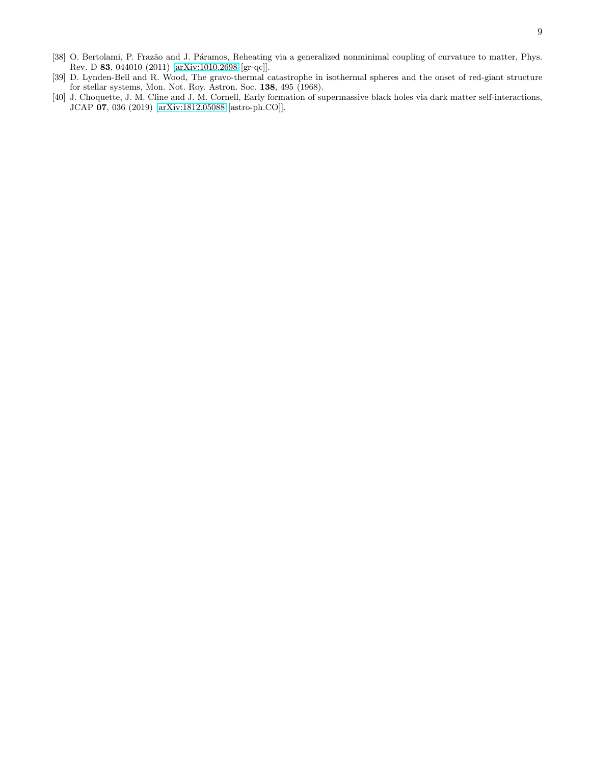[38] O. Bertolami, P. Frazão and J. Páramos, Reheating via a generalized nonminimal coupling of curvature to matter, Phys. Rev. D **83**, 044010 (2011) [arXiv:1010.2698 [gr-qc]].

[39] D. Lynden-Bell and R. Wood, The gravo-thermal catastrophe in isothermal spheres and the onset of red-giant structure for stellar systems, Mon. Not. Roy. Astron. Soc. **138**, 495 (1968).

[40] J. Choquette, J. M. Cline and J. M. Cornell, Early formation of supermassive black holes via dark matter self-interactions, JCAP **07**, 036 (2019) [arXiv:1812.05088 [astro-ph.CO]].